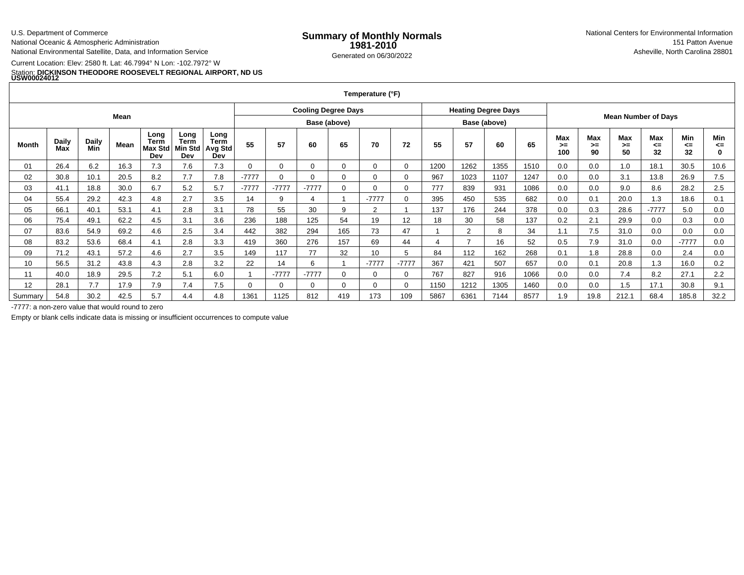U.S. Department of Commerce
National Oceanic & Atmospheric Administration
National Environmental Satellite, Data, and Information Service

# Summary of Monthly Normals 1981-2010

Generated on 06/30/2022

National Centers for Environmental Information
151 Patton Avenue
Asheville, North Carolina 28801

Current Location: Elev: 2580 ft. Lat: 46.7994° N Lon: -102.7972° W

Station: **DICKINSON THEODORE ROOSEVELT REGIONAL AIRPORT, ND US USW00024012**

| Temperature (°F) | | | | | | | | | | | | | | | | | | | | | | | |
|---|---|---|---|---|---|---|---|---|---|---|---|---|---|---|---|---|---|---|---|---|---|---|---|
| Mean | | | | | | | Cooling Degree Days Base (above) | | | | | | Heating Degree Days Base (above) | | | | Mean Number of Days | | | | | | |
| Month | Daily Max | Daily Min | Mean | Long Term Max Std Dev | Long Term Min Std Dev | Long Term Avg Std Dev | 55 | 57 | 60 | 65 | 70 | 72 | 55 | 57 | 60 | 65 | Max >= 100 | Max >= 90 | Max >= 50 | Max <= 32 | Min <= 32 | Min <= 0 |
| 01 | 26.4 | 6.2 | 16.3 | 7.3 | 7.6 | 7.3 | 0 | 0 | 0 | 0 | 0 | 0 | 1200 | 1262 | 1355 | 1510 | 0.0 | 0.0 | 1.0 | 18.1 | 30.5 | 10.6 |
| 02 | 30.8 | 10.1 | 20.5 | 8.2 | 7.7 | 7.8 | -7777 | 0 | 0 | 0 | 0 | 0 | 967 | 1023 | 1107 | 1247 | 0.0 | 0.0 | 3.1 | 13.8 | 26.9 | 7.5 |
| 03 | 41.1 | 18.8 | 30.0 | 6.7 | 5.2 | 5.7 | -7777 | -7777 | -7777 | 0 | 0 | 0 | 777 | 839 | 931 | 1086 | 0.0 | 0.0 | 9.0 | 8.6 | 28.2 | 2.5 |
| 04 | 55.4 | 29.2 | 42.3 | 4.8 | 2.7 | 3.5 | 14 | 9 | 4 | 1 | -7777 | 0 | 395 | 450 | 535 | 682 | 0.0 | 0.1 | 20.0 | 1.3 | 18.6 | 0.1 |
| 05 | 66.1 | 40.1 | 53.1 | 4.1 | 2.8 | 3.1 | 78 | 55 | 30 | 9 | 2 | 1 | 137 | 176 | 244 | 378 | 0.0 | 0.3 | 28.6 | -7777 | 5.0 | 0.0 |
| 06 | 75.4 | 49.1 | 62.2 | 4.5 | 3.1 | 3.6 | 236 | 188 | 125 | 54 | 19 | 12 | 18 | 30 | 58 | 137 | 0.2 | 2.1 | 29.9 | 0.0 | 0.3 | 0.0 |
| 07 | 83.6 | 54.9 | 69.2 | 4.6 | 2.5 | 3.4 | 442 | 382 | 294 | 165 | 73 | 47 | 1 | 2 | 8 | 34 | 1.1 | 7.5 | 31.0 | 0.0 | 0.0 | 0.0 |
| 08 | 83.2 | 53.6 | 68.4 | 4.1 | 2.8 | 3.3 | 419 | 360 | 276 | 157 | 69 | 44 | 4 | 7 | 16 | 52 | 0.5 | 7.9 | 31.0 | 0.0 | -7777 | 0.0 |
| 09 | 71.2 | 43.1 | 57.2 | 4.6 | 2.7 | 3.5 | 149 | 117 | 77 | 32 | 10 | 5 | 84 | 112 | 162 | 268 | 0.1 | 1.8 | 28.8 | 0.0 | 2.4 | 0.0 |
| 10 | 56.5 | 31.2 | 43.8 | 4.3 | 2.8 | 3.2 | 22 | 14 | 6 | 1 | -7777 | -7777 | 367 | 421 | 507 | 657 | 0.0 | 0.1 | 20.8 | 1.3 | 16.0 | 0.2 |
| 11 | 40.0 | 18.9 | 29.5 | 7.2 | 5.1 | 6.0 | 1 | -7777 | -7777 | 0 | 0 | 0 | 767 | 827 | 916 | 1066 | 0.0 | 0.0 | 7.4 | 8.2 | 27.1 | 2.2 |
| 12 | 28.1 | 7.7 | 17.9 | 7.9 | 7.4 | 7.5 | 0 | 0 | 0 | 0 | 0 | 0 | 1150 | 1212 | 1305 | 1460 | 0.0 | 0.0 | 1.5 | 17.1 | 30.8 | 9.1 |
| Summary | 54.8 | 30.2 | 42.5 | 5.7 | 4.4 | 4.8 | 1361 | 1125 | 812 | 419 | 173 | 109 | 5867 | 6361 | 7144 | 8577 | 1.9 | 19.8 | 212.1 | 68.4 | 185.8 | 32.2 |

-7777: a non-zero value that would round to zero

Empty or blank cells indicate data is missing or insufficient occurrences to compute value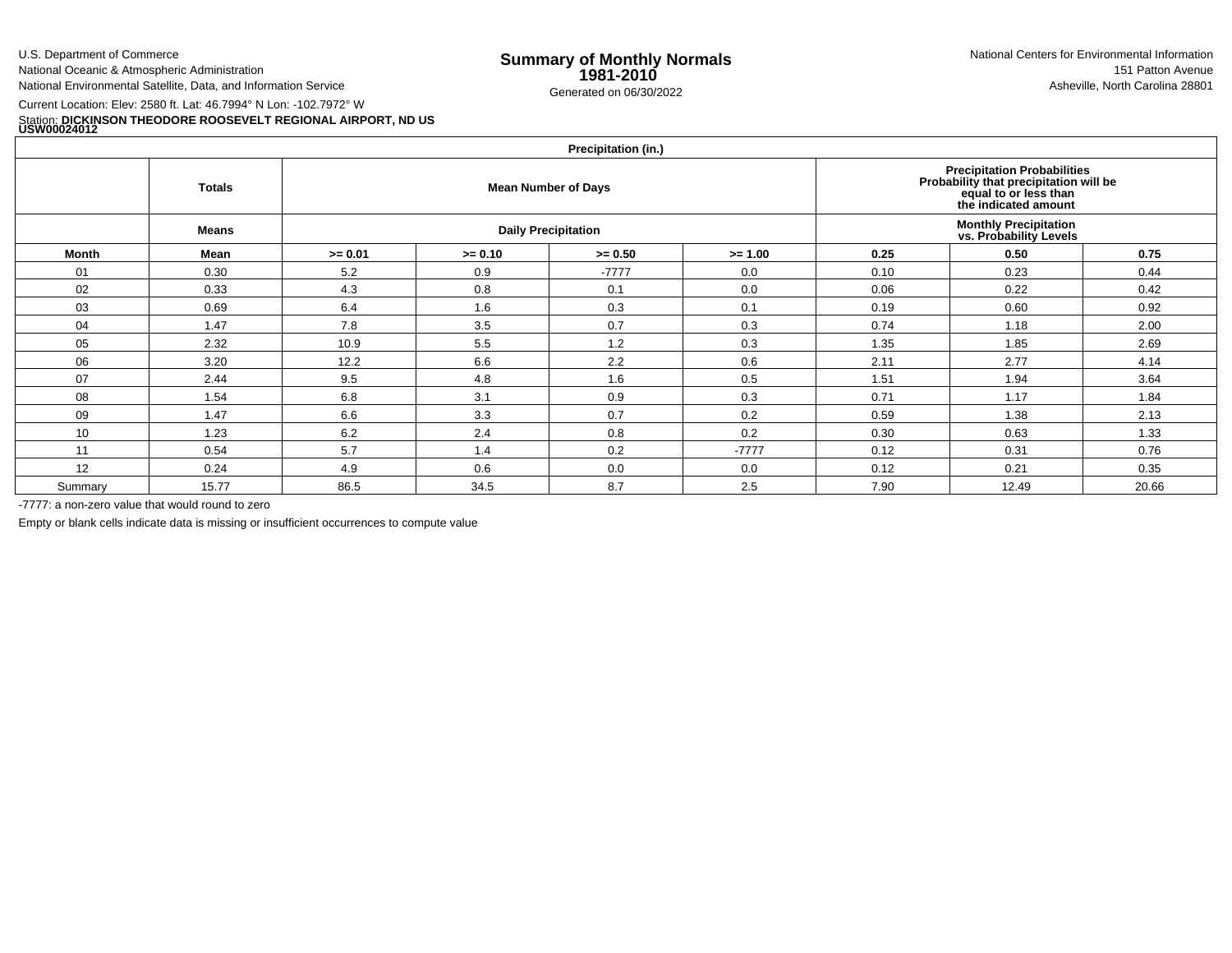U.S. Department of Commerce
National Oceanic & Atmospheric Administration
National Environmental Satellite, Data, and Information Service

# Summary of Monthly Normals
## 1981-2010

Generated on 06/30/2022

National Centers for Environmental Information
151 Patton Avenue
Asheville, North Carolina 28801

Current Location: Elev: 2580 ft. Lat: 46.7994° N Lon: -102.7972° W
Station: **DICKINSON THEODORE ROOSEVELT REGIONAL AIRPORT, ND US USW00024012**

| Precipitation (in.) | | | | | | | | |
|---|---|---|---|---|---|---|---|---|
| | **Totals** | **Mean Number of Days** | | | | **Precipitation Probabilities Probability that precipitation will be equal to or less than the indicated amount** | | |
| | **Means** | **Daily Precipitation** | | | | **Monthly Precipitation vs. Probability Levels** | | |
| **Month** | **Mean** | **>= 0.01** | **>= 0.10** | **>= 0.50** | **>= 1.00** | **0.25** | **0.50** | **0.75** |
| 01 | 0.30 | 5.2 | 0.9 | -7777 | 0.0 | 0.10 | 0.23 | 0.44 |
| 02 | 0.33 | 4.3 | 0.8 | 0.1 | 0.0 | 0.06 | 0.22 | 0.42 |
| 03 | 0.69 | 6.4 | 1.6 | 0.3 | 0.1 | 0.19 | 0.60 | 0.92 |
| 04 | 1.47 | 7.8 | 3.5 | 0.7 | 0.3 | 0.74 | 1.18 | 2.00 |
| 05 | 2.32 | 10.9 | 5.5 | 1.2 | 0.3 | 1.35 | 1.85 | 2.69 |
| 06 | 3.20 | 12.2 | 6.6 | 2.2 | 0.6 | 2.11 | 2.77 | 4.14 |
| 07 | 2.44 | 9.5 | 4.8 | 1.6 | 0.5 | 1.51 | 1.94 | 3.64 |
| 08 | 1.54 | 6.8 | 3.1 | 0.9 | 0.3 | 0.71 | 1.17 | 1.84 |
| 09 | 1.47 | 6.6 | 3.3 | 0.7 | 0.2 | 0.59 | 1.38 | 2.13 |
| 10 | 1.23 | 6.2 | 2.4 | 0.8 | 0.2 | 0.30 | 0.63 | 1.33 |
| 11 | 0.54 | 5.7 | 1.4 | 0.2 | -7777 | 0.12 | 0.31 | 0.76 |
| 12 | 0.24 | 4.9 | 0.6 | 0.0 | 0.0 | 0.12 | 0.21 | 0.35 |
| Summary | 15.77 | 86.5 | 34.5 | 8.7 | 2.5 | 7.90 | 12.49 | 20.66 |

-7777: a non-zero value that would round to zero

Empty or blank cells indicate data is missing or insufficient occurrences to compute value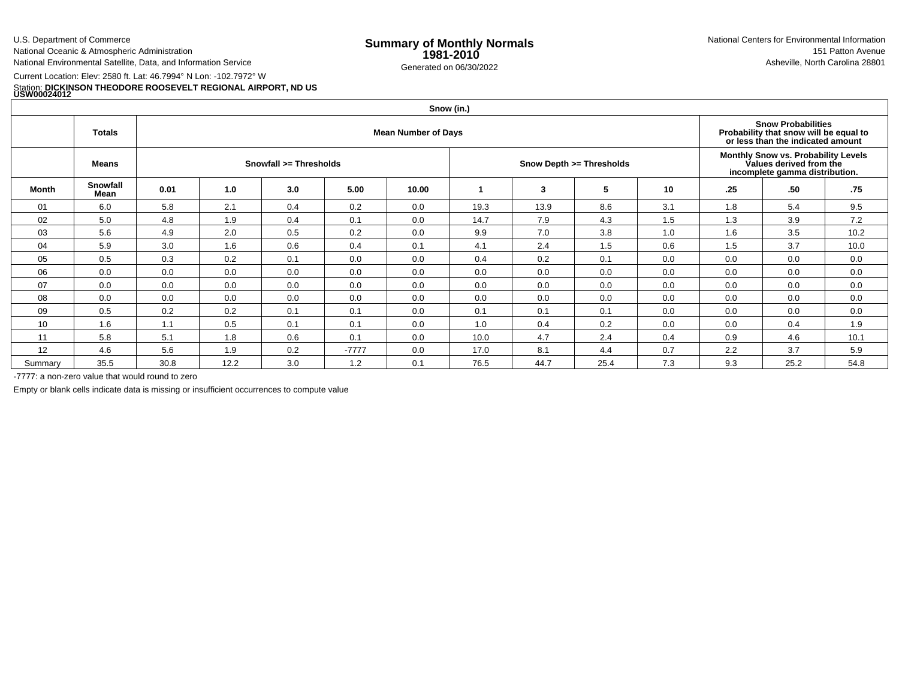U.S. Department of Commerce
National Oceanic & Atmospheric Administration
National Environmental Satellite, Data, and Information Service

# Summary of Monthly Normals 1981-2010

Generated on 06/30/2022

National Centers for Environmental Information
151 Patton Avenue
Asheville, North Carolina 28801

Current Location: Elev: 2580 ft. Lat: 46.7994° N Lon: -102.7972° W
Station: **DICKINSON THEODORE ROOSEVELT REGIONAL AIRPORT, ND US USW00024012**

| Snow (in.) | | | | | | | | | | | | | |
|---|---|---|---|---|---|---|---|---|---|---|---|---|---|
| | **Totals** | **Mean Number of Days** | | | | | | | | | **Snow Probabilities Probability that snow will be equal to or less than the indicated amount** | | |
| | **Means** | **Snowfall >= Thresholds** | | | | | **Snow Depth >= Thresholds** | | | | **Monthly Snow vs. Probability Levels Values derived from the incomplete gamma distribution.** | | |
| **Month** | **Snowfall Mean** | **0.01** | **1.0** | **3.0** | **5.00** | **10.00** | **1** | **3** | **5** | **10** | **.25** | **.50** | **.75** |
| 01 | 6.0 | 5.8 | 2.1 | 0.4 | 0.2 | 0.0 | 19.3 | 13.9 | 8.6 | 3.1 | 1.8 | 5.4 | 9.5 |
| 02 | 5.0 | 4.8 | 1.9 | 0.4 | 0.1 | 0.0 | 14.7 | 7.9 | 4.3 | 1.5 | 1.3 | 3.9 | 7.2 |
| 03 | 5.6 | 4.9 | 2.0 | 0.5 | 0.2 | 0.0 | 9.9 | 7.0 | 3.8 | 1.0 | 1.6 | 3.5 | 10.2 |
| 04 | 5.9 | 3.0 | 1.6 | 0.6 | 0.4 | 0.1 | 4.1 | 2.4 | 1.5 | 0.6 | 1.5 | 3.7 | 10.0 |
| 05 | 0.5 | 0.3 | 0.2 | 0.1 | 0.0 | 0.0 | 0.4 | 0.2 | 0.1 | 0.0 | 0.0 | 0.0 | 0.0 |
| 06 | 0.0 | 0.0 | 0.0 | 0.0 | 0.0 | 0.0 | 0.0 | 0.0 | 0.0 | 0.0 | 0.0 | 0.0 | 0.0 |
| 07 | 0.0 | 0.0 | 0.0 | 0.0 | 0.0 | 0.0 | 0.0 | 0.0 | 0.0 | 0.0 | 0.0 | 0.0 | 0.0 |
| 08 | 0.0 | 0.0 | 0.0 | 0.0 | 0.0 | 0.0 | 0.0 | 0.0 | 0.0 | 0.0 | 0.0 | 0.0 | 0.0 |
| 09 | 0.5 | 0.2 | 0.2 | 0.1 | 0.1 | 0.0 | 0.1 | 0.1 | 0.1 | 0.0 | 0.0 | 0.0 | 0.0 |
| 10 | 1.6 | 1.1 | 0.5 | 0.1 | 0.1 | 0.0 | 1.0 | 0.4 | 0.2 | 0.0 | 0.0 | 0.4 | 1.9 |
| 11 | 5.8 | 5.1 | 1.8 | 0.6 | 0.1 | 0.0 | 10.0 | 4.7 | 2.4 | 0.4 | 0.9 | 4.6 | 10.1 |
| 12 | 4.6 | 5.6 | 1.9 | 0.2 | -7777 | 0.0 | 17.0 | 8.1 | 4.4 | 0.7 | 2.2 | 3.7 | 5.9 |
| Summary | 35.5 | 30.8 | 12.2 | 3.0 | 1.2 | 0.1 | 76.5 | 44.7 | 25.4 | 7.3 | 9.3 | 25.2 | 54.8 |

-7777: a non-zero value that would round to zero

Empty or blank cells indicate data is missing or insufficient occurrences to compute value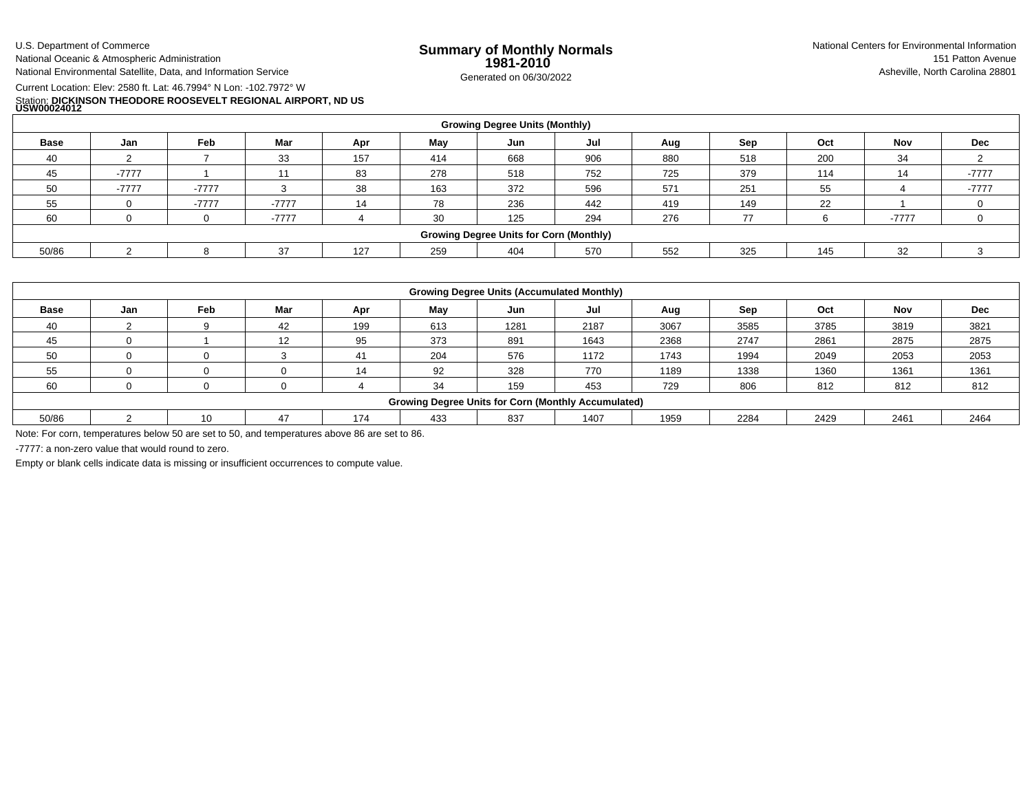U.S. Department of Commerce
National Oceanic & Atmospheric Administration
National Environmental Satellite, Data, and Information Service

# Summary of Monthly Normals 1981-2010

Generated on 06/30/2022

National Centers for Environmental Information
151 Patton Avenue
Asheville, North Carolina 28801

Current Location: Elev: 2580 ft. Lat: 46.7994° N Lon: -102.7972° W
Station: **DICKINSON THEODORE ROOSEVELT REGIONAL AIRPORT, ND US USW00024012**

| Growing Degree Units (Monthly) | | | | | | | | | | | | |
|---|---|---|---|---|---|---|---|---|---|---|---|---|
| **Base** | **Jan** | **Feb** | **Mar** | **Apr** | **May** | **Jun** | **Jul** | **Aug** | **Sep** | **Oct** | **Nov** | **Dec** |
| 40 | 2 | 7 | 33 | 157 | 414 | 668 | 906 | 880 | 518 | 200 | 34 | 2 |
| 45 | -7777 | 1 | 11 | 83 | 278 | 518 | 752 | 725 | 379 | 114 | 14 | -7777 |
| 50 | -7777 | -7777 | 3 | 38 | 163 | 372 | 596 | 571 | 251 | 55 | 4 | -7777 |
| 55 | 0 | -7777 | -7777 | 14 | 78 | 236 | 442 | 419 | 149 | 22 | 1 | 0 |
| 60 | 0 | 0 | -7777 | 4 | 30 | 125 | 294 | 276 | 77 | 6 | -7777 | 0 |
| **Growing Degree Units for Corn (Monthly)** | | | | | | | | | | | | |
| 50/86 | 2 | 8 | 37 | 127 | 259 | 404 | 570 | 552 | 325 | 145 | 32 | 3 |

| Growing Degree Units (Accumulated Monthly) | | | | | | | | | | | | |
|---|---|---|---|---|---|---|---|---|---|---|---|---|
| **Base** | **Jan** | **Feb** | **Mar** | **Apr** | **May** | **Jun** | **Jul** | **Aug** | **Sep** | **Oct** | **Nov** | **Dec** |
| 40 | 2 | 9 | 42 | 199 | 613 | 1281 | 2187 | 3067 | 3585 | 3785 | 3819 | 3821 |
| 45 | 0 | 1 | 12 | 95 | 373 | 891 | 1643 | 2368 | 2747 | 2861 | 2875 | 2875 |
| 50 | 0 | 0 | 3 | 41 | 204 | 576 | 1172 | 1743 | 1994 | 2049 | 2053 | 2053 |
| 55 | 0 | 0 | 0 | 14 | 92 | 328 | 770 | 1189 | 1338 | 1360 | 1361 | 1361 |
| 60 | 0 | 0 | 0 | 4 | 34 | 159 | 453 | 729 | 806 | 812 | 812 | 812 |
| **Growing Degree Units for Corn (Monthly Accumulated)** | | | | | | | | | | | | |
| 50/86 | 2 | 10 | 47 | 174 | 433 | 837 | 1407 | 1959 | 2284 | 2429 | 2461 | 2464 |

Note: For corn, temperatures below 50 are set to 50, and temperatures above 86 are set to 86.

-7777: a non-zero value that would round to zero.

Empty or blank cells indicate data is missing or insufficient occurrences to compute value.